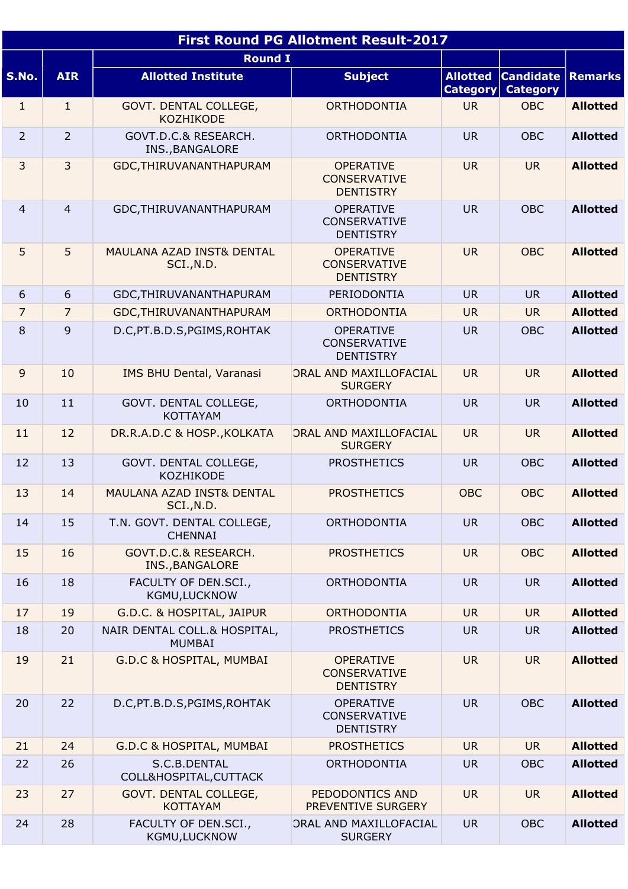| First Round PG Allotment Result-2017 | | | | | | |
|---|---|---|---|---|---|---|
| | | Round I | | | | |
| S.No. | AIR | Allotted Institute | Subject | Allotted Category | Candidate Category | Remarks |
| 1 | 1 | GOVT. DENTAL COLLEGE, KOZHIKODE | ORTHODONTIA | UR | OBC | **Allotted** |
| 2 | 2 | GOVT.D.C.& RESEARCH. INS.,BANGALORE | ORTHODONTIA | UR | OBC | **Allotted** |
| 3 | 3 | GDC,THIRUVANANTHAPURAM | OPERATIVE CONSERVATIVE DENTISTRY | UR | UR | **Allotted** |
| 4 | 4 | GDC,THIRUVANANTHAPURAM | OPERATIVE CONSERVATIVE DENTISTRY | UR | OBC | **Allotted** |
| 5 | 5 | MAULANA AZAD INST& DENTAL SCI.,N.D. | OPERATIVE CONSERVATIVE DENTISTRY | UR | OBC | **Allotted** |
| 6 | 6 | GDC,THIRUVANANTHAPURAM | PERIODONTIA | UR | UR | **Allotted** |
| 7 | 7 | GDC,THIRUVANANTHAPURAM | ORTHODONTIA | UR | UR | **Allotted** |
| 8 | 9 | D.C,PT.B.D.S,PGIMS,ROHTAK | OPERATIVE CONSERVATIVE DENTISTRY | UR | OBC | **Allotted** |
| 9 | 10 | IMS BHU Dental, Varanasi | ORAL AND MAXILLOFACIAL SURGERY | UR | UR | **Allotted** |
| 10 | 11 | GOVT. DENTAL COLLEGE, KOTTAYAM | ORTHODONTIA | UR | UR | **Allotted** |
| 11 | 12 | DR.R.A.D.C & HOSP.,KOLKATA | ORAL AND MAXILLOFACIAL SURGERY | UR | UR | **Allotted** |
| 12 | 13 | GOVT. DENTAL COLLEGE, KOZHIKODE | PROSTHETICS | UR | OBC | **Allotted** |
| 13 | 14 | MAULANA AZAD INST& DENTAL SCI.,N.D. | PROSTHETICS | OBC | OBC | **Allotted** |
| 14 | 15 | T.N. GOVT. DENTAL COLLEGE, CHENNAI | ORTHODONTIA | UR | OBC | **Allotted** |
| 15 | 16 | GOVT.D.C.& RESEARCH. INS.,BANGALORE | PROSTHETICS | UR | OBC | **Allotted** |
| 16 | 18 | FACULTY OF DEN.SCI., KGMU,LUCKNOW | ORTHODONTIA | UR | UR | **Allotted** |
| 17 | 19 | G.D.C. & HOSPITAL, JAIPUR | ORTHODONTIA | UR | UR | **Allotted** |
| 18 | 20 | NAIR DENTAL COLL.& HOSPITAL, MUMBAI | PROSTHETICS | UR | UR | **Allotted** |
| 19 | 21 | G.D.C & HOSPITAL, MUMBAI | OPERATIVE CONSERVATIVE DENTISTRY | UR | UR | **Allotted** |
| 20 | 22 | D.C,PT.B.D.S,PGIMS,ROHTAK | OPERATIVE CONSERVATIVE DENTISTRY | UR | OBC | **Allotted** |
| 21 | 24 | G.D.C & HOSPITAL, MUMBAI | PROSTHETICS | UR | UR | **Allotted** |
| 22 | 26 | S.C.B.DENTAL COLL&HOSPITAL,CUTTACK | ORTHODONTIA | UR | OBC | **Allotted** |
| 23 | 27 | GOVT. DENTAL COLLEGE, KOTTAYAM | PEDODONTICS AND PREVENTIVE SURGERY | UR | UR | **Allotted** |
| 24 | 28 | FACULTY OF DEN.SCI., KGMU,LUCKNOW | ORAL AND MAXILLOFACIAL SURGERY | UR | OBC | **Allotted** |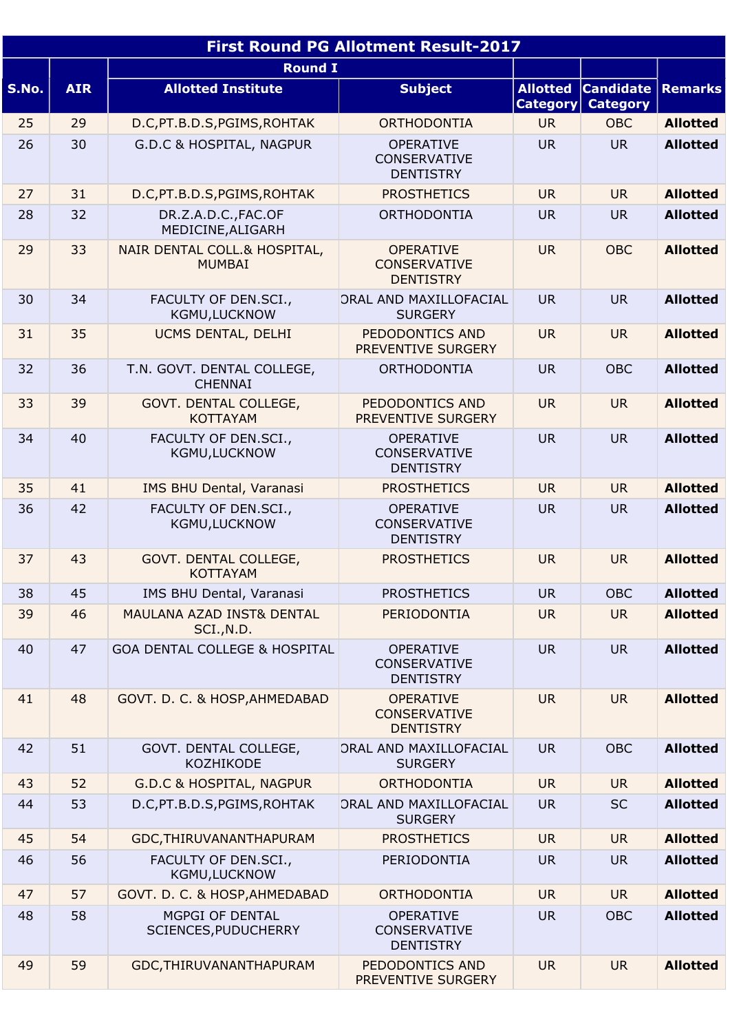| First Round PG Allotment Result-2017 | | | | | | |
|---|---|---|---|---|---|---|
| | | Round I | | | | |
| S.No. | AIR | Allotted Institute | Subject | Allotted Category | Candidate Category | Remarks |
| 25 | 29 | D.C,PT.B.D.S,PGIMS,ROHTAK | ORTHODONTIA | UR | OBC | **Allotted** |
| 26 | 30 | G.D.C & HOSPITAL, NAGPUR | OPERATIVE CONSERVATIVE DENTISTRY | UR | UR | **Allotted** |
| 27 | 31 | D.C,PT.B.D.S,PGIMS,ROHTAK | PROSTHETICS | UR | UR | **Allotted** |
| 28 | 32 | DR.Z.A.D.C.,FAC.OF MEDICINE,ALIGARH | ORTHODONTIA | UR | UR | **Allotted** |
| 29 | 33 | NAIR DENTAL COLL.& HOSPITAL, MUMBAI | OPERATIVE CONSERVATIVE DENTISTRY | UR | OBC | **Allotted** |
| 30 | 34 | FACULTY OF DEN.SCI., KGMU,LUCKNOW | ORAL AND MAXILLOFACIAL SURGERY | UR | UR | **Allotted** |
| 31 | 35 | UCMS DENTAL, DELHI | PEDODONTICS AND PREVENTIVE SURGERY | UR | UR | **Allotted** |
| 32 | 36 | T.N. GOVT. DENTAL COLLEGE, CHENNAI | ORTHODONTIA | UR | OBC | **Allotted** |
| 33 | 39 | GOVT. DENTAL COLLEGE, KOTTAYAM | PEDODONTICS AND PREVENTIVE SURGERY | UR | UR | **Allotted** |
| 34 | 40 | FACULTY OF DEN.SCI., KGMU,LUCKNOW | OPERATIVE CONSERVATIVE DENTISTRY | UR | UR | **Allotted** |
| 35 | 41 | IMS BHU Dental, Varanasi | PROSTHETICS | UR | UR | **Allotted** |
| 36 | 42 | FACULTY OF DEN.SCI., KGMU,LUCKNOW | OPERATIVE CONSERVATIVE DENTISTRY | UR | UR | **Allotted** |
| 37 | 43 | GOVT. DENTAL COLLEGE, KOTTAYAM | PROSTHETICS | UR | UR | **Allotted** |
| 38 | 45 | IMS BHU Dental, Varanasi | PROSTHETICS | UR | OBC | **Allotted** |
| 39 | 46 | MAULANA AZAD INST& DENTAL SCI.,N.D. | PERIODONTIA | UR | UR | **Allotted** |
| 40 | 47 | GOA DENTAL COLLEGE & HOSPITAL | OPERATIVE CONSERVATIVE DENTISTRY | UR | UR | **Allotted** |
| 41 | 48 | GOVT. D. C. & HOSP,AHMEDABAD | OPERATIVE CONSERVATIVE DENTISTRY | UR | UR | **Allotted** |
| 42 | 51 | GOVT. DENTAL COLLEGE, KOZHIKODE | ORAL AND MAXILLOFACIAL SURGERY | UR | OBC | **Allotted** |
| 43 | 52 | G.D.C & HOSPITAL, NAGPUR | ORTHODONTIA | UR | UR | **Allotted** |
| 44 | 53 | D.C,PT.B.D.S,PGIMS,ROHTAK | ORAL AND MAXILLOFACIAL SURGERY | UR | SC | **Allotted** |
| 45 | 54 | GDC,THIRUVANANTHAPURAM | PROSTHETICS | UR | UR | **Allotted** |
| 46 | 56 | FACULTY OF DEN.SCI., KGMU,LUCKNOW | PERIODONTIA | UR | UR | **Allotted** |
| 47 | 57 | GOVT. D. C. & HOSP,AHMEDABAD | ORTHODONTIA | UR | UR | **Allotted** |
| 48 | 58 | MGPGI OF DENTAL SCIENCES,PUDUCHERRY | OPERATIVE CONSERVATIVE DENTISTRY | UR | OBC | **Allotted** |
| 49 | 59 | GDC,THIRUVANANTHAPURAM | PEDODONTICS AND PREVENTIVE SURGERY | UR | UR | **Allotted** |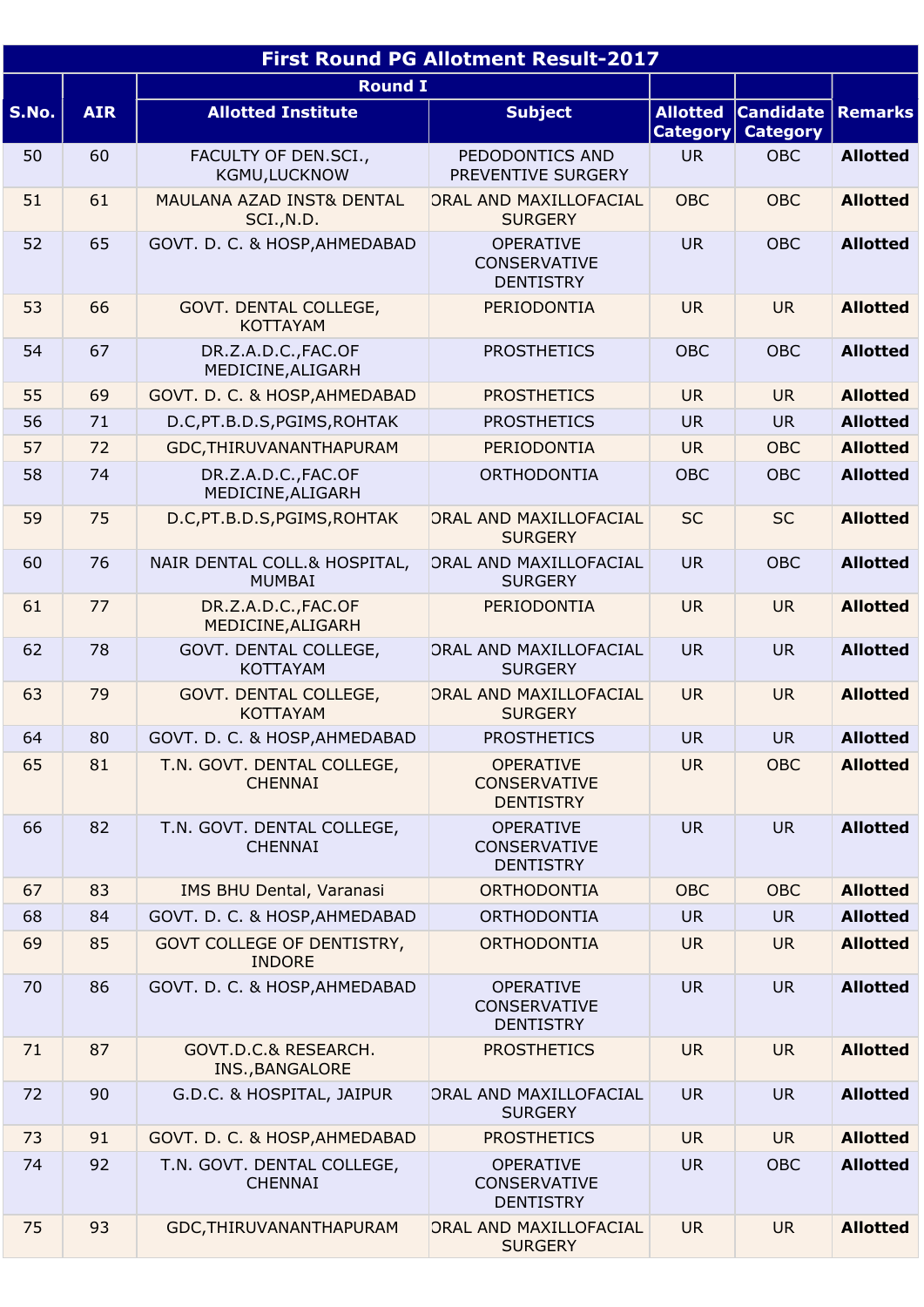| First Round PG Allotment Result-2017 | | | | | | |
|---|---|---|---|---|---|---|
| | | Round I | | | | |
| S.No. | AIR | Allotted Institute | Subject | Allotted Category | Candidate Category | Remarks |
| 50 | 60 | FACULTY OF DEN.SCI., KGMU,LUCKNOW | PEDODONTICS AND PREVENTIVE SURGERY | UR | OBC | **Allotted** |
| 51 | 61 | MAULANA AZAD INST& DENTAL SCI.,N.D. | ORAL AND MAXILLOFACIAL SURGERY | OBC | OBC | **Allotted** |
| 52 | 65 | GOVT. D. C. & HOSP,AHMEDABAD | OPERATIVE CONSERVATIVE DENTISTRY | UR | OBC | **Allotted** |
| 53 | 66 | GOVT. DENTAL COLLEGE, KOTTAYAM | PERIODONTIA | UR | UR | **Allotted** |
| 54 | 67 | DR.Z.A.D.C.,FAC.OF MEDICINE,ALIGARH | PROSTHETICS | OBC | OBC | **Allotted** |
| 55 | 69 | GOVT. D. C. & HOSP,AHMEDABAD | PROSTHETICS | UR | UR | **Allotted** |
| 56 | 71 | D.C,PT.B.D.S,PGIMS,ROHTAK | PROSTHETICS | UR | UR | **Allotted** |
| 57 | 72 | GDC,THIRUVANANTHAPURAM | PERIODONTIA | UR | OBC | **Allotted** |
| 58 | 74 | DR.Z.A.D.C.,FAC.OF MEDICINE,ALIGARH | ORTHODONTIA | OBC | OBC | **Allotted** |
| 59 | 75 | D.C,PT.B.D.S,PGIMS,ROHTAK | ORAL AND MAXILLOFACIAL SURGERY | SC | SC | **Allotted** |
| 60 | 76 | NAIR DENTAL COLL.& HOSPITAL, MUMBAI | ORAL AND MAXILLOFACIAL SURGERY | UR | OBC | **Allotted** |
| 61 | 77 | DR.Z.A.D.C.,FAC.OF MEDICINE,ALIGARH | PERIODONTIA | UR | UR | **Allotted** |
| 62 | 78 | GOVT. DENTAL COLLEGE, KOTTAYAM | ORAL AND MAXILLOFACIAL SURGERY | UR | UR | **Allotted** |
| 63 | 79 | GOVT. DENTAL COLLEGE, KOTTAYAM | ORAL AND MAXILLOFACIAL SURGERY | UR | UR | **Allotted** |
| 64 | 80 | GOVT. D. C. & HOSP,AHMEDABAD | PROSTHETICS | UR | UR | **Allotted** |
| 65 | 81 | T.N. GOVT. DENTAL COLLEGE, CHENNAI | OPERATIVE CONSERVATIVE DENTISTRY | UR | OBC | **Allotted** |
| 66 | 82 | T.N. GOVT. DENTAL COLLEGE, CHENNAI | OPERATIVE CONSERVATIVE DENTISTRY | UR | UR | **Allotted** |
| 67 | 83 | IMS BHU Dental, Varanasi | ORTHODONTIA | OBC | OBC | **Allotted** |
| 68 | 84 | GOVT. D. C. & HOSP,AHMEDABAD | ORTHODONTIA | UR | UR | **Allotted** |
| 69 | 85 | GOVT COLLEGE OF DENTISTRY, INDORE | ORTHODONTIA | UR | UR | **Allotted** |
| 70 | 86 | GOVT. D. C. & HOSP,AHMEDABAD | OPERATIVE CONSERVATIVE DENTISTRY | UR | UR | **Allotted** |
| 71 | 87 | GOVT.D.C.& RESEARCH. INS.,BANGALORE | PROSTHETICS | UR | UR | **Allotted** |
| 72 | 90 | G.D.C. & HOSPITAL, JAIPUR | ORAL AND MAXILLOFACIAL SURGERY | UR | UR | **Allotted** |
| 73 | 91 | GOVT. D. C. & HOSP,AHMEDABAD | PROSTHETICS | UR | UR | **Allotted** |
| 74 | 92 | T.N. GOVT. DENTAL COLLEGE, CHENNAI | OPERATIVE CONSERVATIVE DENTISTRY | UR | OBC | **Allotted** |
| 75 | 93 | GDC,THIRUVANANTHAPURAM | ORAL AND MAXILLOFACIAL SURGERY | UR | UR | **Allotted** |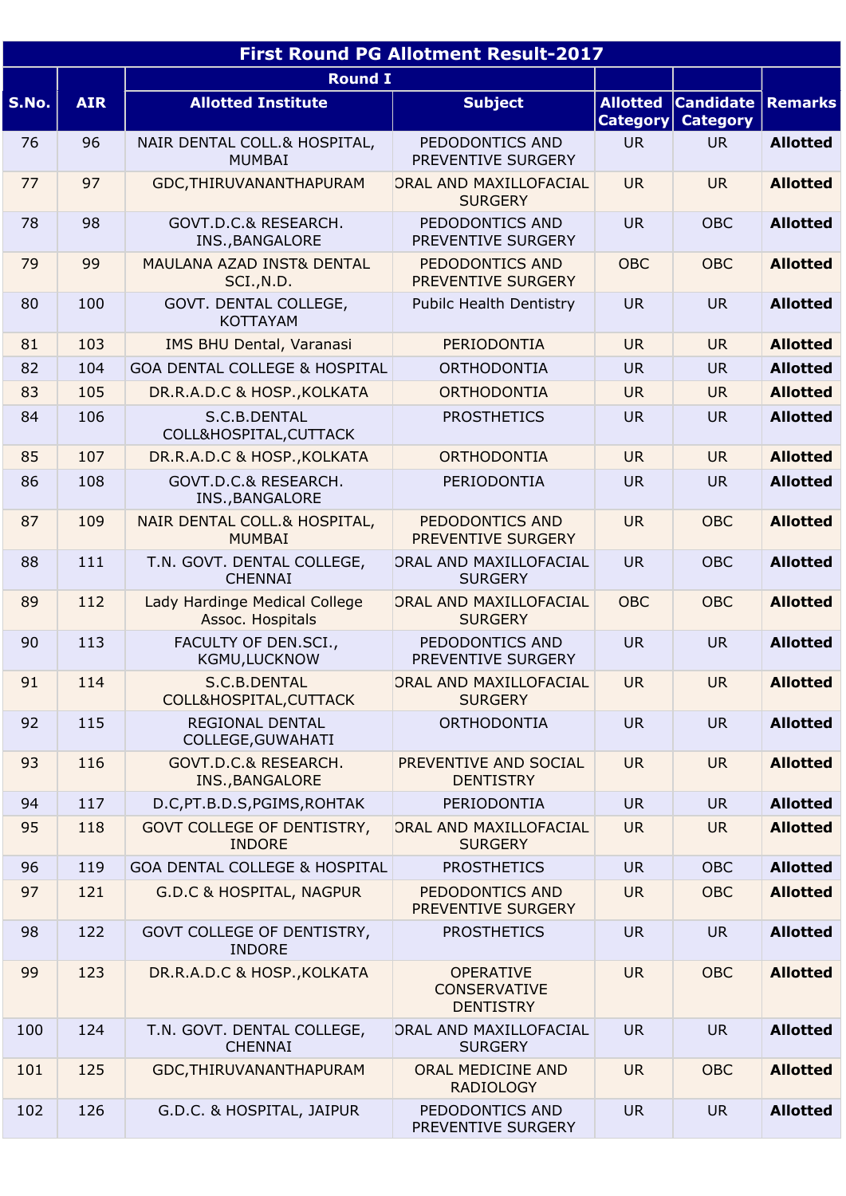| First Round PG Allotment Result-2017 | | | | | | |
|---|---|---|---|---|---|---|
| | | Round I | | | | |
| S.No. | AIR | Allotted Institute | Subject | Allotted Category | Candidate Category | Remarks |
| 76 | 96 | NAIR DENTAL COLL.& HOSPITAL, MUMBAI | PEDODONTICS AND PREVENTIVE SURGERY | UR | UR | **Allotted** |
| 77 | 97 | GDC,THIRUVANANTHAPURAM | ORAL AND MAXILLOFACIAL SURGERY | UR | UR | **Allotted** |
| 78 | 98 | GOVT.D.C.& RESEARCH. INS.,BANGALORE | PEDODONTICS AND PREVENTIVE SURGERY | UR | OBC | **Allotted** |
| 79 | 99 | MAULANA AZAD INST& DENTAL SCI.,N.D. | PEDODONTICS AND PREVENTIVE SURGERY | OBC | OBC | **Allotted** |
| 80 | 100 | GOVT. DENTAL COLLEGE, KOTTAYAM | Pubilc Health Dentistry | UR | UR | **Allotted** |
| 81 | 103 | IMS BHU Dental, Varanasi | PERIODONTIA | UR | UR | **Allotted** |
| 82 | 104 | GOA DENTAL COLLEGE & HOSPITAL | ORTHODONTIA | UR | UR | **Allotted** |
| 83 | 105 | DR.R.A.D.C & HOSP.,KOLKATA | ORTHODONTIA | UR | UR | **Allotted** |
| 84 | 106 | S.C.B.DENTAL COLL&HOSPITAL,CUTTACK | PROSTHETICS | UR | UR | **Allotted** |
| 85 | 107 | DR.R.A.D.C & HOSP.,KOLKATA | ORTHODONTIA | UR | UR | **Allotted** |
| 86 | 108 | GOVT.D.C.& RESEARCH. INS.,BANGALORE | PERIODONTIA | UR | UR | **Allotted** |
| 87 | 109 | NAIR DENTAL COLL.& HOSPITAL, MUMBAI | PEDODONTICS AND PREVENTIVE SURGERY | UR | OBC | **Allotted** |
| 88 | 111 | T.N. GOVT. DENTAL COLLEGE, CHENNAI | ORAL AND MAXILLOFACIAL SURGERY | UR | OBC | **Allotted** |
| 89 | 112 | Lady Hardinge Medical College Assoc. Hospitals | ORAL AND MAXILLOFACIAL SURGERY | OBC | OBC | **Allotted** |
| 90 | 113 | FACULTY OF DEN.SCI., KGMU,LUCKNOW | PEDODONTICS AND PREVENTIVE SURGERY | UR | UR | **Allotted** |
| 91 | 114 | S.C.B.DENTAL COLL&HOSPITAL,CUTTACK | ORAL AND MAXILLOFACIAL SURGERY | UR | UR | **Allotted** |
| 92 | 115 | REGIONAL DENTAL COLLEGE,GUWAHATI | ORTHODONTIA | UR | UR | **Allotted** |
| 93 | 116 | GOVT.D.C.& RESEARCH. INS.,BANGALORE | PREVENTIVE AND SOCIAL DENTISTRY | UR | UR | **Allotted** |
| 94 | 117 | D.C,PT.B.D.S,PGIMS,ROHTAK | PERIODONTIA | UR | UR | **Allotted** |
| 95 | 118 | GOVT COLLEGE OF DENTISTRY, INDORE | ORAL AND MAXILLOFACIAL SURGERY | UR | UR | **Allotted** |
| 96 | 119 | GOA DENTAL COLLEGE & HOSPITAL | PROSTHETICS | UR | OBC | **Allotted** |
| 97 | 121 | G.D.C & HOSPITAL, NAGPUR | PEDODONTICS AND PREVENTIVE SURGERY | UR | OBC | **Allotted** |
| 98 | 122 | GOVT COLLEGE OF DENTISTRY, INDORE | PROSTHETICS | UR | UR | **Allotted** |
| 99 | 123 | DR.R.A.D.C & HOSP.,KOLKATA | OPERATIVE CONSERVATIVE DENTISTRY | UR | OBC | **Allotted** |
| 100 | 124 | T.N. GOVT. DENTAL COLLEGE, CHENNAI | ORAL AND MAXILLOFACIAL SURGERY | UR | UR | **Allotted** |
| 101 | 125 | GDC,THIRUVANANTHAPURAM | ORAL MEDICINE AND RADIOLOGY | UR | OBC | **Allotted** |
| 102 | 126 | G.D.C. & HOSPITAL, JAIPUR | PEDODONTICS AND PREVENTIVE SURGERY | UR | UR | **Allotted** |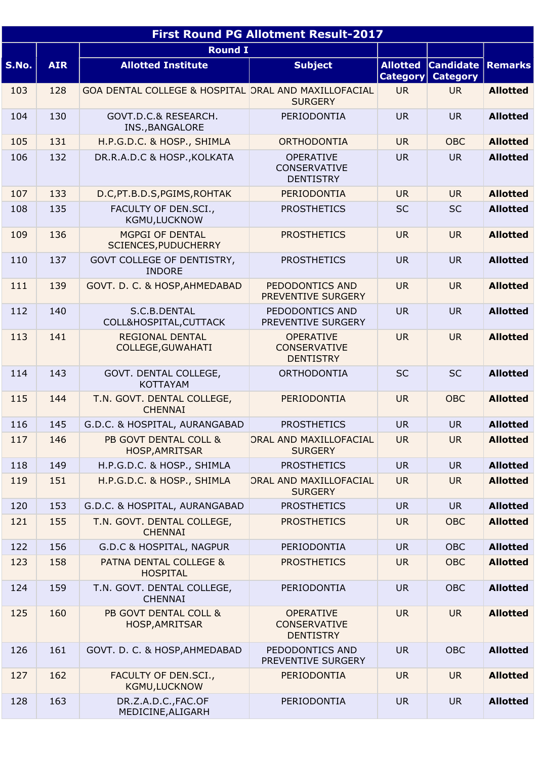| First Round PG Allotment Result-2017 | | | | | | |
|---|---|---|---|---|---|---|
| | | Round I | | | | |
| S.No. | AIR | Allotted Institute | Subject | Allotted Category | Candidate Category | Remarks |
| 103 | 128 | GOA DENTAL COLLEGE & HOSPITAL | ORAL AND MAXILLOFACIAL SURGERY | UR | UR | **Allotted** |
| 104 | 130 | GOVT.D.C.& RESEARCH. INS.,BANGALORE | PERIODONTIA | UR | UR | **Allotted** |
| 105 | 131 | H.P.G.D.C. & HOSP., SHIMLA | ORTHODONTIA | UR | OBC | **Allotted** |
| 106 | 132 | DR.R.A.D.C & HOSP.,KOLKATA | OPERATIVE CONSERVATIVE DENTISTRY | UR | UR | **Allotted** |
| 107 | 133 | D.C,PT.B.D.S,PGIMS,ROHTAK | PERIODONTIA | UR | UR | **Allotted** |
| 108 | 135 | FACULTY OF DEN.SCI., KGMU,LUCKNOW | PROSTHETICS | SC | SC | **Allotted** |
| 109 | 136 | MGPGI OF DENTAL SCIENCES,PUDUCHERRY | PROSTHETICS | UR | UR | **Allotted** |
| 110 | 137 | GOVT COLLEGE OF DENTISTRY, INDORE | PROSTHETICS | UR | UR | **Allotted** |
| 111 | 139 | GOVT. D. C. & HOSP,AHMEDABAD | PEDODONTICS AND PREVENTIVE SURGERY | UR | UR | **Allotted** |
| 112 | 140 | S.C.B.DENTAL COLL&HOSPITAL,CUTTACK | PEDODONTICS AND PREVENTIVE SURGERY | UR | UR | **Allotted** |
| 113 | 141 | REGIONAL DENTAL COLLEGE,GUWAHATI | OPERATIVE CONSERVATIVE DENTISTRY | UR | UR | **Allotted** |
| 114 | 143 | GOVT. DENTAL COLLEGE, KOTTAYAM | ORTHODONTIA | SC | SC | **Allotted** |
| 115 | 144 | T.N. GOVT. DENTAL COLLEGE, CHENNAI | PERIODONTIA | UR | OBC | **Allotted** |
| 116 | 145 | G.D.C. & HOSPITAL, AURANGABAD | PROSTHETICS | UR | UR | **Allotted** |
| 117 | 146 | PB GOVT DENTAL COLL & HOSP,AMRITSAR | ORAL AND MAXILLOFACIAL SURGERY | UR | UR | **Allotted** |
| 118 | 149 | H.P.G.D.C. & HOSP., SHIMLA | PROSTHETICS | UR | UR | **Allotted** |
| 119 | 151 | H.P.G.D.C. & HOSP., SHIMLA | ORAL AND MAXILLOFACIAL SURGERY | UR | UR | **Allotted** |
| 120 | 153 | G.D.C. & HOSPITAL, AURANGABAD | PROSTHETICS | UR | UR | **Allotted** |
| 121 | 155 | T.N. GOVT. DENTAL COLLEGE, CHENNAI | PROSTHETICS | UR | OBC | **Allotted** |
| 122 | 156 | G.D.C & HOSPITAL, NAGPUR | PERIODONTIA | UR | OBC | **Allotted** |
| 123 | 158 | PATNA DENTAL COLLEGE & HOSPITAL | PROSTHETICS | UR | OBC | **Allotted** |
| 124 | 159 | T.N. GOVT. DENTAL COLLEGE, CHENNAI | PERIODONTIA | UR | OBC | **Allotted** |
| 125 | 160 | PB GOVT DENTAL COLL & HOSP,AMRITSAR | OPERATIVE CONSERVATIVE DENTISTRY | UR | UR | **Allotted** |
| 126 | 161 | GOVT. D. C. & HOSP,AHMEDABAD | PEDODONTICS AND PREVENTIVE SURGERY | UR | OBC | **Allotted** |
| 127 | 162 | FACULTY OF DEN.SCI., KGMU,LUCKNOW | PERIODONTIA | UR | UR | **Allotted** |
| 128 | 163 | DR.Z.A.D.C.,FAC.OF MEDICINE,ALIGARH | PERIODONTIA | UR | UR | **Allotted** |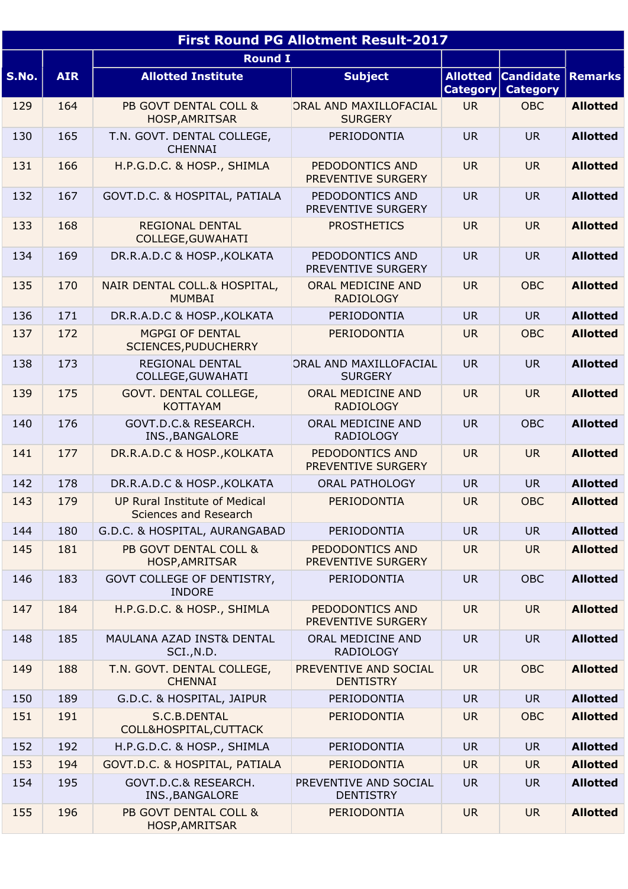| First Round PG Allotment Result-2017 | | | | | | |
|---|---|---|---|---|---|---|
| | | Round I | | | | |
| S.No. | AIR | Allotted Institute | Subject | Allotted Category | Candidate Category | Remarks |
| 129 | 164 | PB GOVT DENTAL COLL & HOSP,AMRITSAR | ORAL AND MAXILLOFACIAL SURGERY | UR | OBC | **Allotted** |
| 130 | 165 | T.N. GOVT. DENTAL COLLEGE, CHENNAI | PERIODONTIA | UR | UR | **Allotted** |
| 131 | 166 | H.P.G.D.C. & HOSP., SHIMLA | PEDODONTICS AND PREVENTIVE SURGERY | UR | UR | **Allotted** |
| 132 | 167 | GOVT.D.C. & HOSPITAL, PATIALA | PEDODONTICS AND PREVENTIVE SURGERY | UR | UR | **Allotted** |
| 133 | 168 | REGIONAL DENTAL COLLEGE,GUWAHATI | PROSTHETICS | UR | UR | **Allotted** |
| 134 | 169 | DR.R.A.D.C & HOSP.,KOLKATA | PEDODONTICS AND PREVENTIVE SURGERY | UR | UR | **Allotted** |
| 135 | 170 | NAIR DENTAL COLL.& HOSPITAL, MUMBAI | ORAL MEDICINE AND RADIOLOGY | UR | OBC | **Allotted** |
| 136 | 171 | DR.R.A.D.C & HOSP.,KOLKATA | PERIODONTIA | UR | UR | **Allotted** |
| 137 | 172 | MGPGI OF DENTAL SCIENCES,PUDUCHERRY | PERIODONTIA | UR | OBC | **Allotted** |
| 138 | 173 | REGIONAL DENTAL COLLEGE,GUWAHATI | ORAL AND MAXILLOFACIAL SURGERY | UR | UR | **Allotted** |
| 139 | 175 | GOVT. DENTAL COLLEGE, KOTTAYAM | ORAL MEDICINE AND RADIOLOGY | UR | UR | **Allotted** |
| 140 | 176 | GOVT.D.C.& RESEARCH. INS.,BANGALORE | ORAL MEDICINE AND RADIOLOGY | UR | OBC | **Allotted** |
| 141 | 177 | DR.R.A.D.C & HOSP.,KOLKATA | PEDODONTICS AND PREVENTIVE SURGERY | UR | UR | **Allotted** |
| 142 | 178 | DR.R.A.D.C & HOSP.,KOLKATA | ORAL PATHOLOGY | UR | UR | **Allotted** |
| 143 | 179 | UP Rural Institute of Medical Sciences and Research | PERIODONTIA | UR | OBC | **Allotted** |
| 144 | 180 | G.D.C. & HOSPITAL, AURANGABAD | PERIODONTIA | UR | UR | **Allotted** |
| 145 | 181 | PB GOVT DENTAL COLL & HOSP,AMRITSAR | PEDODONTICS AND PREVENTIVE SURGERY | UR | UR | **Allotted** |
| 146 | 183 | GOVT COLLEGE OF DENTISTRY, INDORE | PERIODONTIA | UR | OBC | **Allotted** |
| 147 | 184 | H.P.G.D.C. & HOSP., SHIMLA | PEDODONTICS AND PREVENTIVE SURGERY | UR | UR | **Allotted** |
| 148 | 185 | MAULANA AZAD INST& DENTAL SCI.,N.D. | ORAL MEDICINE AND RADIOLOGY | UR | UR | **Allotted** |
| 149 | 188 | T.N. GOVT. DENTAL COLLEGE, CHENNAI | PREVENTIVE AND SOCIAL DENTISTRY | UR | OBC | **Allotted** |
| 150 | 189 | G.D.C. & HOSPITAL, JAIPUR | PERIODONTIA | UR | UR | **Allotted** |
| 151 | 191 | S.C.B.DENTAL COLL&HOSPITAL,CUTTACK | PERIODONTIA | UR | OBC | **Allotted** |
| 152 | 192 | H.P.G.D.C. & HOSP., SHIMLA | PERIODONTIA | UR | UR | **Allotted** |
| 153 | 194 | GOVT.D.C. & HOSPITAL, PATIALA | PERIODONTIA | UR | UR | **Allotted** |
| 154 | 195 | GOVT.D.C.& RESEARCH. INS.,BANGALORE | PREVENTIVE AND SOCIAL DENTISTRY | UR | UR | **Allotted** |
| 155 | 196 | PB GOVT DENTAL COLL & HOSP,AMRITSAR | PERIODONTIA | UR | UR | **Allotted** |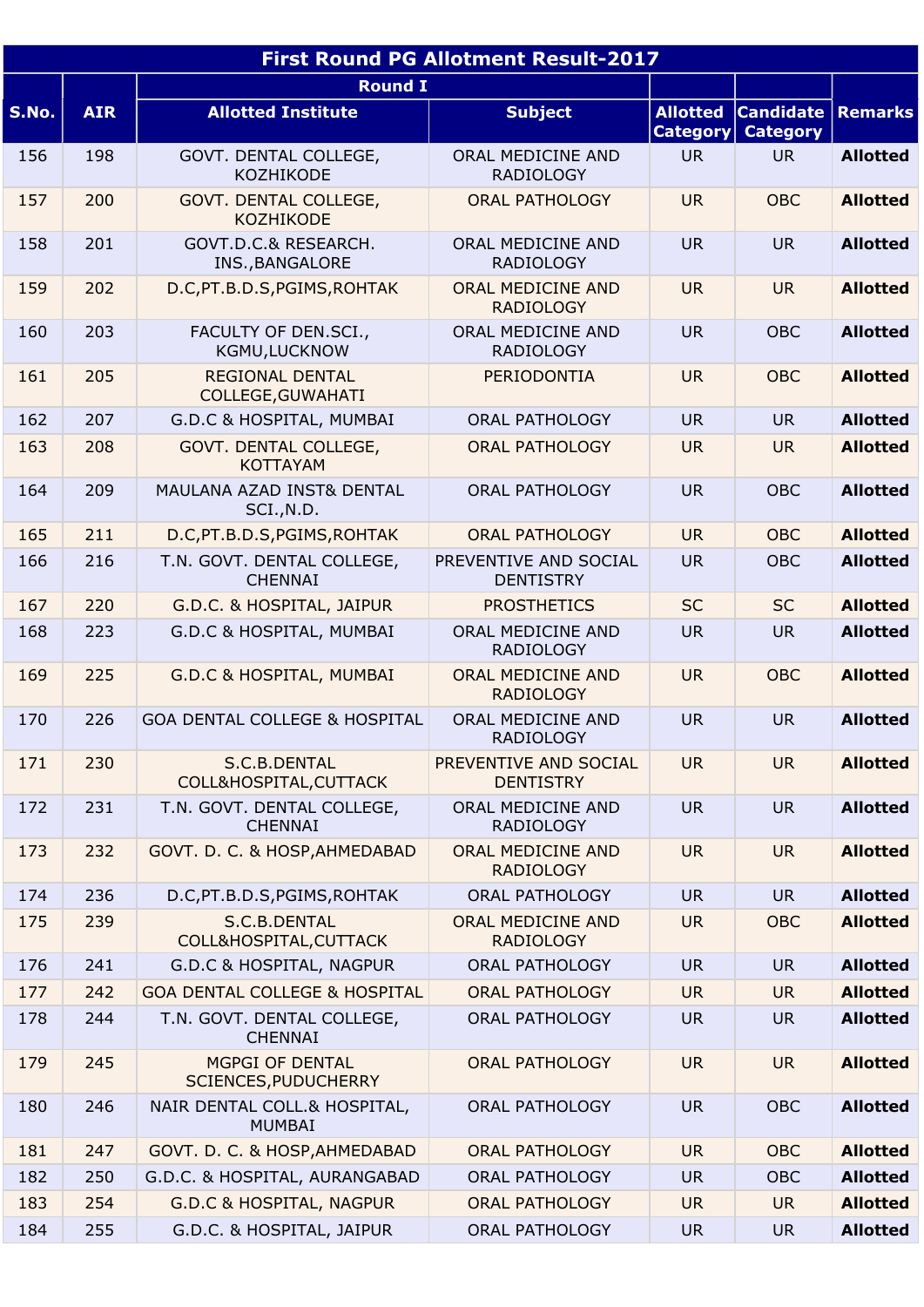| First Round PG Allotment Result-2017 | | | | | | |
|---|---|---|---|---|---|---|
| | | Round I | | | | |
| S.No. | AIR | Allotted Institute | Subject | Allotted Category | Candidate Category | Remarks |
| 156 | 198 | GOVT. DENTAL COLLEGE, KOZHIKODE | ORAL MEDICINE AND RADIOLOGY | UR | UR | **Allotted** |
| 157 | 200 | GOVT. DENTAL COLLEGE, KOZHIKODE | ORAL PATHOLOGY | UR | OBC | **Allotted** |
| 158 | 201 | GOVT.D.C.& RESEARCH. INS.,BANGALORE | ORAL MEDICINE AND RADIOLOGY | UR | UR | **Allotted** |
| 159 | 202 | D.C,PT.B.D.S,PGIMS,ROHTAK | ORAL MEDICINE AND RADIOLOGY | UR | UR | **Allotted** |
| 160 | 203 | FACULTY OF DEN.SCI., KGMU,LUCKNOW | ORAL MEDICINE AND RADIOLOGY | UR | OBC | **Allotted** |
| 161 | 205 | REGIONAL DENTAL COLLEGE,GUWAHATI | PERIODONTIA | UR | OBC | **Allotted** |
| 162 | 207 | G.D.C & HOSPITAL, MUMBAI | ORAL PATHOLOGY | UR | UR | **Allotted** |
| 163 | 208 | GOVT. DENTAL COLLEGE, KOTTAYAM | ORAL PATHOLOGY | UR | UR | **Allotted** |
| 164 | 209 | MAULANA AZAD INST& DENTAL SCI.,N.D. | ORAL PATHOLOGY | UR | OBC | **Allotted** |
| 165 | 211 | D.C,PT.B.D.S,PGIMS,ROHTAK | ORAL PATHOLOGY | UR | OBC | **Allotted** |
| 166 | 216 | T.N. GOVT. DENTAL COLLEGE, CHENNAI | PREVENTIVE AND SOCIAL DENTISTRY | UR | OBC | **Allotted** |
| 167 | 220 | G.D.C. & HOSPITAL, JAIPUR | PROSTHETICS | SC | SC | **Allotted** |
| 168 | 223 | G.D.C & HOSPITAL, MUMBAI | ORAL MEDICINE AND RADIOLOGY | UR | UR | **Allotted** |
| 169 | 225 | G.D.C & HOSPITAL, MUMBAI | ORAL MEDICINE AND RADIOLOGY | UR | OBC | **Allotted** |
| 170 | 226 | GOA DENTAL COLLEGE & HOSPITAL | ORAL MEDICINE AND RADIOLOGY | UR | UR | **Allotted** |
| 171 | 230 | S.C.B.DENTAL COLL&HOSPITAL,CUTTACK | PREVENTIVE AND SOCIAL DENTISTRY | UR | UR | **Allotted** |
| 172 | 231 | T.N. GOVT. DENTAL COLLEGE, CHENNAI | ORAL MEDICINE AND RADIOLOGY | UR | UR | **Allotted** |
| 173 | 232 | GOVT. D. C. & HOSP,AHMEDABAD | ORAL MEDICINE AND RADIOLOGY | UR | UR | **Allotted** |
| 174 | 236 | D.C,PT.B.D.S,PGIMS,ROHTAK | ORAL PATHOLOGY | UR | UR | **Allotted** |
| 175 | 239 | S.C.B.DENTAL COLL&HOSPITAL,CUTTACK | ORAL MEDICINE AND RADIOLOGY | UR | OBC | **Allotted** |
| 176 | 241 | G.D.C & HOSPITAL, NAGPUR | ORAL PATHOLOGY | UR | UR | **Allotted** |
| 177 | 242 | GOA DENTAL COLLEGE & HOSPITAL | ORAL PATHOLOGY | UR | UR | **Allotted** |
| 178 | 244 | T.N. GOVT. DENTAL COLLEGE, CHENNAI | ORAL PATHOLOGY | UR | UR | **Allotted** |
| 179 | 245 | MGPGI OF DENTAL SCIENCES,PUDUCHERRY | ORAL PATHOLOGY | UR | UR | **Allotted** |
| 180 | 246 | NAIR DENTAL COLL.& HOSPITAL, MUMBAI | ORAL PATHOLOGY | UR | OBC | **Allotted** |
| 181 | 247 | GOVT. D. C. & HOSP,AHMEDABAD | ORAL PATHOLOGY | UR | OBC | **Allotted** |
| 182 | 250 | G.D.C. & HOSPITAL, AURANGABAD | ORAL PATHOLOGY | UR | OBC | **Allotted** |
| 183 | 254 | G.D.C & HOSPITAL, NAGPUR | ORAL PATHOLOGY | UR | UR | **Allotted** |
| 184 | 255 | G.D.C. & HOSPITAL, JAIPUR | ORAL PATHOLOGY | UR | UR | **Allotted** |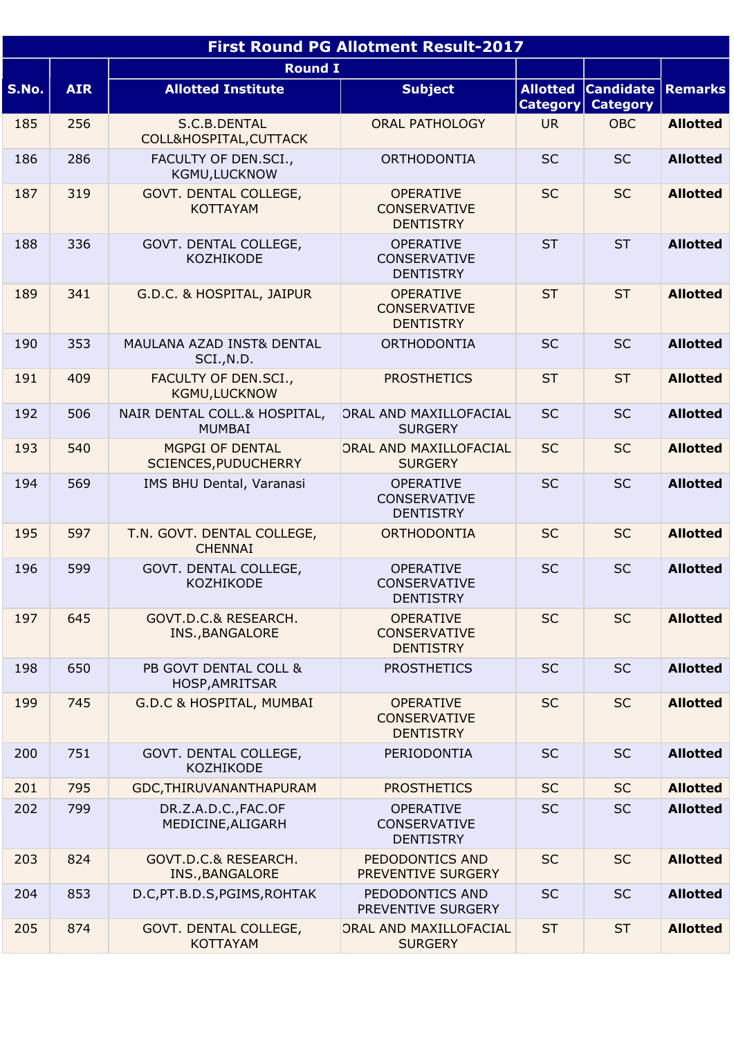| First Round PG Allotment Result-2017 | | | | | | |
|---|---|---|---|---|---|---|
| | | Round I | | | | |
| S.No. | AIR | Allotted Institute | Subject | Allotted Category | Candidate Category | Remarks |
| 185 | 256 | S.C.B.DENTAL COLL&HOSPITAL,CUTTACK | ORAL PATHOLOGY | UR | OBC | **Allotted** |
| 186 | 286 | FACULTY OF DEN.SCI., KGMU,LUCKNOW | ORTHODONTIA | SC | SC | **Allotted** |
| 187 | 319 | GOVT. DENTAL COLLEGE, KOTTAYAM | OPERATIVE CONSERVATIVE DENTISTRY | SC | SC | **Allotted** |
| 188 | 336 | GOVT. DENTAL COLLEGE, KOZHIKODE | OPERATIVE CONSERVATIVE DENTISTRY | ST | ST | **Allotted** |
| 189 | 341 | G.D.C. & HOSPITAL, JAIPUR | OPERATIVE CONSERVATIVE DENTISTRY | ST | ST | **Allotted** |
| 190 | 353 | MAULANA AZAD INST& DENTAL SCI.,N.D. | ORTHODONTIA | SC | SC | **Allotted** |
| 191 | 409 | FACULTY OF DEN.SCI., KGMU,LUCKNOW | PROSTHETICS | ST | ST | **Allotted** |
| 192 | 506 | NAIR DENTAL COLL.& HOSPITAL, MUMBAI | ORAL AND MAXILLOFACIAL SURGERY | SC | SC | **Allotted** |
| 193 | 540 | MGPGI OF DENTAL SCIENCES,PUDUCHERRY | ORAL AND MAXILLOFACIAL SURGERY | SC | SC | **Allotted** |
| 194 | 569 | IMS BHU Dental, Varanasi | OPERATIVE CONSERVATIVE DENTISTRY | SC | SC | **Allotted** |
| 195 | 597 | T.N. GOVT. DENTAL COLLEGE, CHENNAI | ORTHODONTIA | SC | SC | **Allotted** |
| 196 | 599 | GOVT. DENTAL COLLEGE, KOZHIKODE | OPERATIVE CONSERVATIVE DENTISTRY | SC | SC | **Allotted** |
| 197 | 645 | GOVT.D.C.& RESEARCH. INS.,BANGALORE | OPERATIVE CONSERVATIVE DENTISTRY | SC | SC | **Allotted** |
| 198 | 650 | PB GOVT DENTAL COLL & HOSP,AMRITSAR | PROSTHETICS | SC | SC | **Allotted** |
| 199 | 745 | G.D.C & HOSPITAL, MUMBAI | OPERATIVE CONSERVATIVE DENTISTRY | SC | SC | **Allotted** |
| 200 | 751 | GOVT. DENTAL COLLEGE, KOZHIKODE | PERIODONTIA | SC | SC | **Allotted** |
| 201 | 795 | GDC,THIRUVANANTHAPURAM | PROSTHETICS | SC | SC | **Allotted** |
| 202 | 799 | DR.Z.A.D.C.,FAC.OF MEDICINE,ALIGARH | OPERATIVE CONSERVATIVE DENTISTRY | SC | SC | **Allotted** |
| 203 | 824 | GOVT.D.C.& RESEARCH. INS.,BANGALORE | PEDODONTICS AND PREVENTIVE SURGERY | SC | SC | **Allotted** |
| 204 | 853 | D.C,PT.B.D.S,PGIMS,ROHTAK | PEDODONTICS AND PREVENTIVE SURGERY | SC | SC | **Allotted** |
| 205 | 874 | GOVT. DENTAL COLLEGE, KOTTAYAM | ORAL AND MAXILLOFACIAL SURGERY | ST | ST | **Allotted** |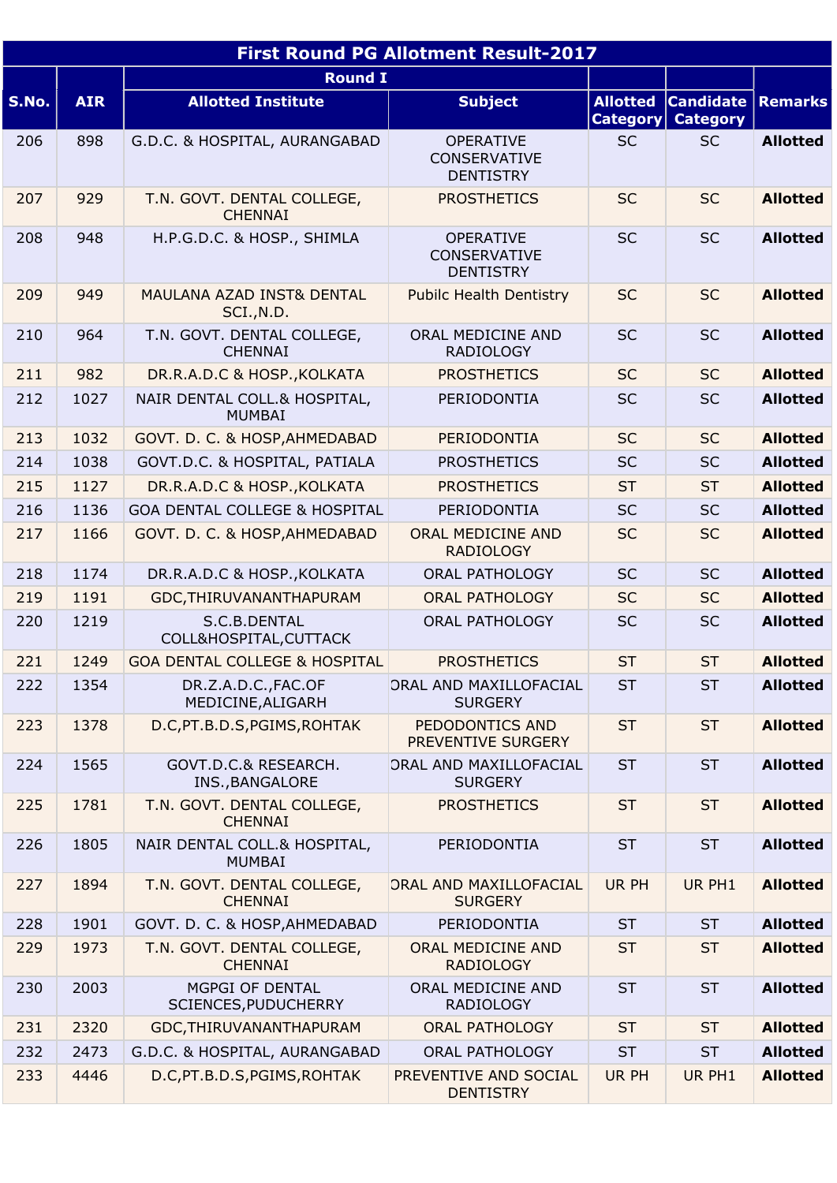| First Round PG Allotment Result-2017 | | | | | | |
|---|---|---|---|---|---|---|
| | | Round I | | | | |
| S.No. | AIR | Allotted Institute | Subject | Allotted Category | Candidate Category | Remarks |
| 206 | 898 | G.D.C. & HOSPITAL, AURANGABAD | OPERATIVE CONSERVATIVE DENTISTRY | SC | SC | **Allotted** |
| 207 | 929 | T.N. GOVT. DENTAL COLLEGE, CHENNAI | PROSTHETICS | SC | SC | **Allotted** |
| 208 | 948 | H.P.G.D.C. & HOSP., SHIMLA | OPERATIVE CONSERVATIVE DENTISTRY | SC | SC | **Allotted** |
| 209 | 949 | MAULANA AZAD INST& DENTAL SCI.,N.D. | Pubilc Health Dentistry | SC | SC | **Allotted** |
| 210 | 964 | T.N. GOVT. DENTAL COLLEGE, CHENNAI | ORAL MEDICINE AND RADIOLOGY | SC | SC | **Allotted** |
| 211 | 982 | DR.R.A.D.C & HOSP.,KOLKATA | PROSTHETICS | SC | SC | **Allotted** |
| 212 | 1027 | NAIR DENTAL COLL.& HOSPITAL, MUMBAI | PERIODONTIA | SC | SC | **Allotted** |
| 213 | 1032 | GOVT. D. C. & HOSP,AHMEDABAD | PERIODONTIA | SC | SC | **Allotted** |
| 214 | 1038 | GOVT.D.C. & HOSPITAL, PATIALA | PROSTHETICS | SC | SC | **Allotted** |
| 215 | 1127 | DR.R.A.D.C & HOSP.,KOLKATA | PROSTHETICS | ST | ST | **Allotted** |
| 216 | 1136 | GOA DENTAL COLLEGE & HOSPITAL | PERIODONTIA | SC | SC | **Allotted** |
| 217 | 1166 | GOVT. D. C. & HOSP,AHMEDABAD | ORAL MEDICINE AND RADIOLOGY | SC | SC | **Allotted** |
| 218 | 1174 | DR.R.A.D.C & HOSP.,KOLKATA | ORAL PATHOLOGY | SC | SC | **Allotted** |
| 219 | 1191 | GDC,THIRUVANANTHAPURAM | ORAL PATHOLOGY | SC | SC | **Allotted** |
| 220 | 1219 | S.C.B.DENTAL COLL&HOSPITAL,CUTTACK | ORAL PATHOLOGY | SC | SC | **Allotted** |
| 221 | 1249 | GOA DENTAL COLLEGE & HOSPITAL | PROSTHETICS | ST | ST | **Allotted** |
| 222 | 1354 | DR.Z.A.D.C.,FAC.OF MEDICINE,ALIGARH | ORAL AND MAXILLOFACIAL SURGERY | ST | ST | **Allotted** |
| 223 | 1378 | D.C,PT.B.D.S,PGIMS,ROHTAK | PEDODONTICS AND PREVENTIVE SURGERY | ST | ST | **Allotted** |
| 224 | 1565 | GOVT.D.C.& RESEARCH. INS.,BANGALORE | ORAL AND MAXILLOFACIAL SURGERY | ST | ST | **Allotted** |
| 225 | 1781 | T.N. GOVT. DENTAL COLLEGE, CHENNAI | PROSTHETICS | ST | ST | **Allotted** |
| 226 | 1805 | NAIR DENTAL COLL.& HOSPITAL, MUMBAI | PERIODONTIA | ST | ST | **Allotted** |
| 227 | 1894 | T.N. GOVT. DENTAL COLLEGE, CHENNAI | ORAL AND MAXILLOFACIAL SURGERY | UR PH | UR PH1 | **Allotted** |
| 228 | 1901 | GOVT. D. C. & HOSP,AHMEDABAD | PERIODONTIA | ST | ST | **Allotted** |
| 229 | 1973 | T.N. GOVT. DENTAL COLLEGE, CHENNAI | ORAL MEDICINE AND RADIOLOGY | ST | ST | **Allotted** |
| 230 | 2003 | MGPGI OF DENTAL SCIENCES,PUDUCHERRY | ORAL MEDICINE AND RADIOLOGY | ST | ST | **Allotted** |
| 231 | 2320 | GDC,THIRUVANANTHAPURAM | ORAL PATHOLOGY | ST | ST | **Allotted** |
| 232 | 2473 | G.D.C. & HOSPITAL, AURANGABAD | ORAL PATHOLOGY | ST | ST | **Allotted** |
| 233 | 4446 | D.C,PT.B.D.S,PGIMS,ROHTAK | PREVENTIVE AND SOCIAL DENTISTRY | UR PH | UR PH1 | **Allotted** |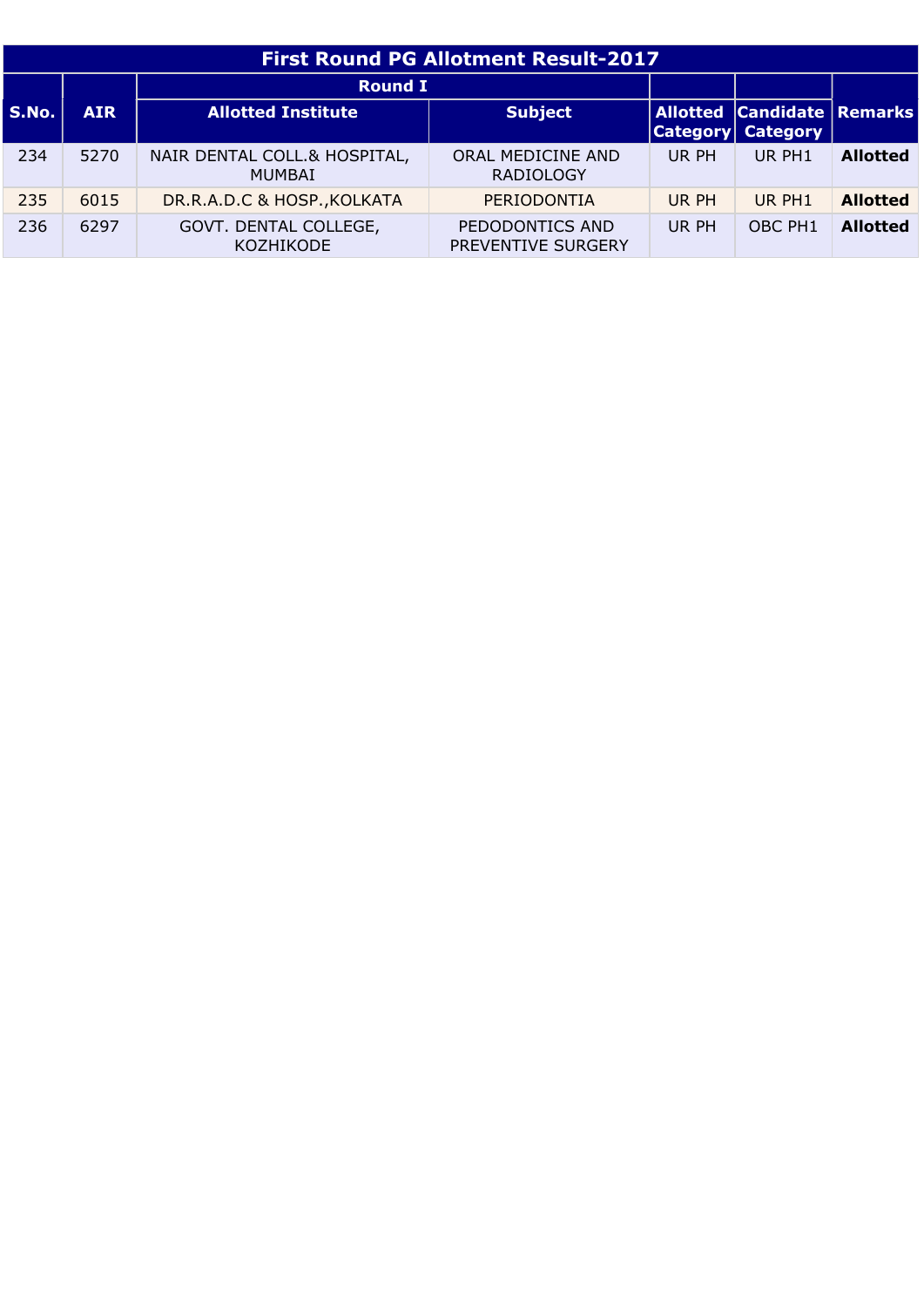| First Round PG Allotment Result-2017 | | | | | | |
|---|---|---|---|---|---|---|
| | | Round I | | | | |
| S.No. | AIR | Allotted Institute | Subject | Allotted Category | Candidate Category | Remarks |
| 234 | 5270 | NAIR DENTAL COLL.& HOSPITAL, MUMBAI | ORAL MEDICINE AND RADIOLOGY | UR PH | UR PH1 | **Allotted** |
| 235 | 6015 | DR.R.A.D.C & HOSP.,KOLKATA | PERIODONTIA | UR PH | UR PH1 | **Allotted** |
| 236 | 6297 | GOVT. DENTAL COLLEGE, KOZHIKODE | PEDODONTICS AND PREVENTIVE SURGERY | UR PH | OBC PH1 | **Allotted** |